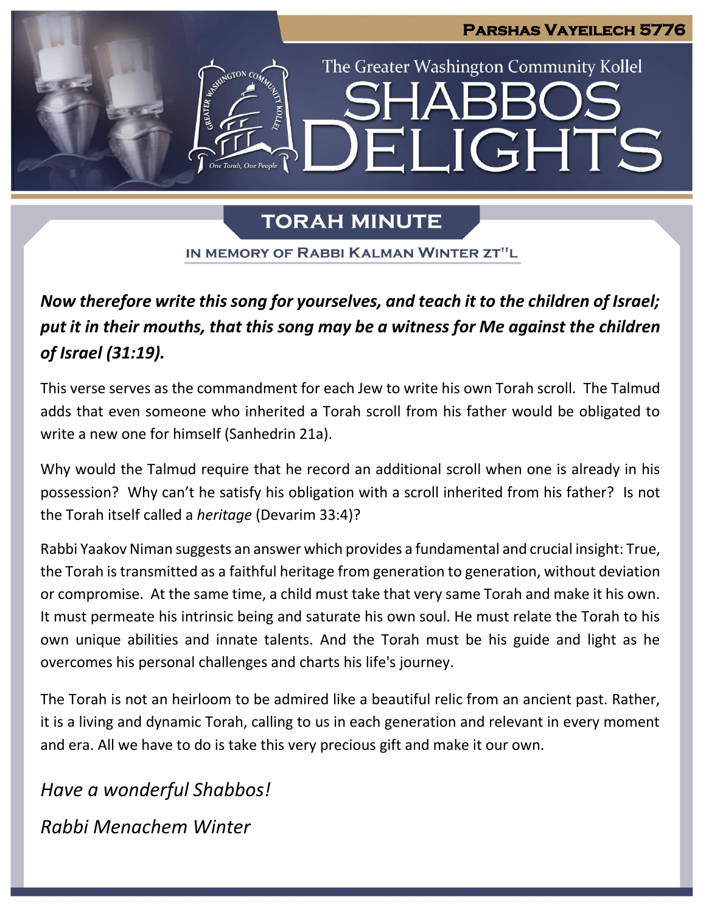Parshas Vayeilech 5776

The Greater Washington Community Kollel

# Shabbos Delights

## Torah Minute

In memory of Rabbi Kalman Winter zt"l

***Now therefore write this song for yourselves, and teach it to the children of Israel; put it in their mouths, that this song may be a witness for Me against the children of Israel (31:19).***

This verse serves as the commandment for each Jew to write his own Torah scroll. The Talmud adds that even someone who inherited a Torah scroll from his father would be obligated to write a new one for himself (Sanhedrin 21a).

Why would the Talmud require that he record an additional scroll when one is already in his possession? Why can't he satisfy his obligation with a scroll inherited from his father? Is not the Torah itself called a *heritage* (Devarim 33:4)?

Rabbi Yaakov Niman suggests an answer which provides a fundamental and crucial insight: True, the Torah is transmitted as a faithful heritage from generation to generation, without deviation or compromise. At the same time, a child must take that very same Torah and make it his own. It must permeate his intrinsic being and saturate his own soul. He must relate the Torah to his own unique abilities and innate talents. And the Torah must be his guide and light as he overcomes his personal challenges and charts his life's journey.

The Torah is not an heirloom to be admired like a beautiful relic from an ancient past. Rather, it is a living and dynamic Torah, calling to us in each generation and relevant in every moment and era. All we have to do is take this very precious gift and make it our own.

*Have a wonderful Shabbos!*

*Rabbi Menachem Winter*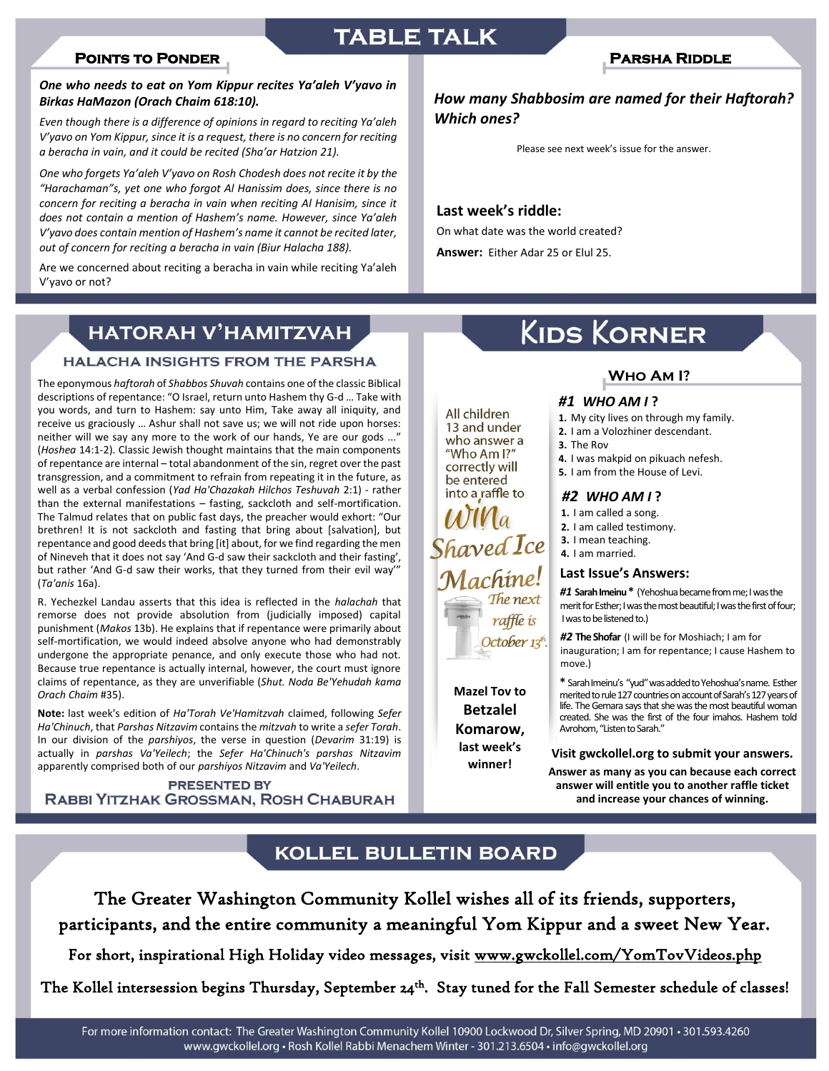# TABLE TALK

## Points to Ponder

***One who needs to eat on Yom Kippur recites Ya'aleh V'yavo in Birkas HaMazon (Orach Chaim 618:10).***

*Even though there is a difference of opinions in regard to reciting Ya'aleh V'yavo on Yom Kippur, since it is a request, there is no concern for reciting a beracha in vain, and it could be recited (Sha'ar Hatzion 21).*

*One who forgets Ya'aleh V'yavo on Rosh Chodesh does not recite it by the "Harachaman"s, yet one who forgot Al Hanissim does, since there is no concern for reciting a beracha in vain when reciting Al Hanisim, since it does not contain a mention of Hashem's name. However, since Ya'aleh V'yavo does contain mention of Hashem's name it cannot be recited later, out of concern for reciting a beracha in vain (Biur Halacha 188).*

Are we concerned about reciting a beracha in vain while reciting Ya'aleh V'yavo or not?

## Parsha Riddle

***How many Shabbosim are named for their Haftorah? Which ones?***

Please see next week's issue for the answer.

**Last week's riddle:**

On what date was the world created?

**Answer:** Either Adar 25 or Elul 25.

# HATORAH V'HAMITZVAH

## HALACHA INSIGHTS FROM THE PARSHA

The eponymous *haftorah* of *Shabbos Shuvah* contains one of the classic Biblical descriptions of repentance: "O Israel, return unto Hashem thy G-d … Take with you words, and turn to Hashem: say unto Him, Take away all iniquity, and receive us graciously … Ashur shall not save us; we will not ride upon horses: neither will we say any more to the work of our hands, Ye are our gods ..." (*Hoshea* 14:1-2). Classic Jewish thought maintains that the main components of repentance are internal – total abandonment of the sin, regret over the past transgression, and a commitment to refrain from repeating it in the future, as well as a verbal confession (*Yad Ha'Chazakah Hilchos Teshuvah* 2:1) - rather than the external manifestations – fasting, sackcloth and self-mortification. The Talmud relates that on public fast days, the preacher would exhort: "Our brethren! It is not sackcloth and fasting that bring about [salvation], but repentance and good deeds that bring [it] about, for we find regarding the men of Nineveh that it does not say 'And G-d saw their sackcloth and their fasting', but rather 'And G-d saw their works, that they turned from their evil way'" (*Ta'anis* 16a).

R. Yechezkel Landau asserts that this idea is reflected in the *halachah* that remorse does not provide absolution from (judicially imposed) capital punishment (*Makos* 13b). He explains that if repentance were primarily about self-mortification, we would indeed absolve anyone who had demonstrably undergone the appropriate penance, and only execute those who had not. Because true repentance is actually internal, however, the court must ignore claims of repentance, as they are unverifiable (*Shut. Noda Be'Yehudah kama Orach Chaim* #35).

**Note:** last week's edition of *Ha'Torah Ve'Hamitzvah* claimed, following *Sefer Ha'Chinuch*, that *Parshas Nitzavim* contains the *mitzvah* to write a *sefer Torah*. In our division of the *parshiyos*, the verse in question (*Devarim* 31:19) is actually in *parshas Va'Yeilech*; the *Sefer Ha'Chinuch's parshas Nitzavim* apparently comprised both of our *parshiyos Nitzavim* and *Va'Yeilech*.

PRESENTED BY
RABBI YITZHAK GROSSMAN, ROSH CHABURAH

# Kids Korner

All children 13 and under who answer a "Who Am I?" correctly will be entered into a raffle to Win a Shaved Ice Machine! The next raffle is October 13th.

**Mazel Tov to Betzalel Komarow, last week's winner!**

## Who Am I?

### #1 WHO AM I ?

1. My city lives on through my family.
2. I am a Volozhiner descendant.
3. The Rov
4. I was makpid on pikuach nefesh.
5. I am from the House of Levi.

### #2 WHO AM I ?

1. I am called a song.
2. I am called testimony.
3. I mean teaching.
4. I am married.

### Last Issue's Answers:

***#1* Sarah Imeinu \*** (Yehoshua became from me; I was the merit for Esther; I was the most beautiful; I was the first of four; I was to be listened to.)

***#2* The Shofar** (I will be for Moshiach; I am for inauguration; I am for repentance; I cause Hashem to move.)

**\*** Sarah Imeinu's "yud" was added to Yehoshua's name. Esther merited to rule 127 countries on account of Sarah's 127 years of life. The Gemara says that she was the most beautiful woman created. She was the first of the four imahos. Hashem told Avrohom, "Listen to Sarah."

**Visit gwckollel.org to submit your answers.**

**Answer as many as you can because each correct answer will entitle you to another raffle ticket and increase your chances of winning.**

# KOLLEL BULLETIN BOARD

The Greater Washington Community Kollel wishes all of its friends, supporters, participants, and the entire community a meaningful Yom Kippur and a sweet New Year.

For short, inspirational High Holiday video messages, visit www.gwckollel.com/YomTovVideos.php

The Kollel intersession begins Thursday, September 24th. Stay tuned for the Fall Semester schedule of classes!

For more information contact: The Greater Washington Community Kollel 10900 Lockwood Dr, Silver Spring, MD 20901 • 301.593.4260
www.gwckollel.org • Rosh Kollel Rabbi Menachem Winter - 301.213.6504 • info@gwckollel.org